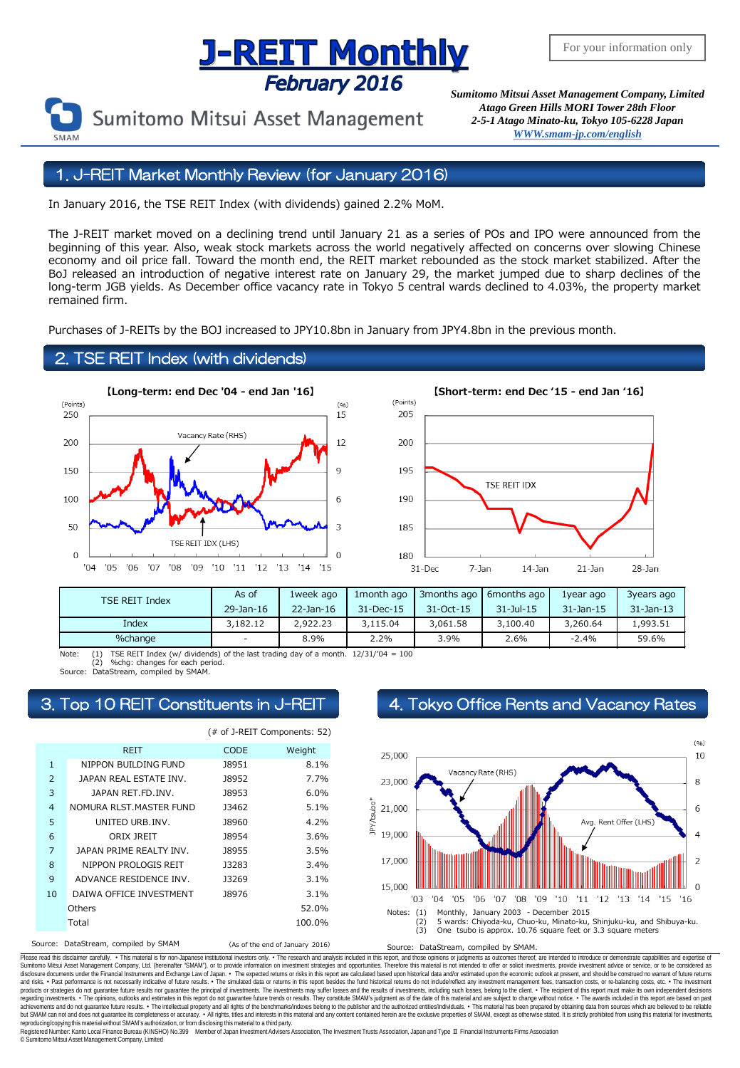# J-REIT Monthly
## February 2016

For your information only

Sumitomo Mitsui Asset Management

*Sumitomo Mitsui Asset Management Company, Limited*
*Atago Green Hills MORI Tower 28th Floor*
*2-5-1 Atago Minato-ku, Tokyo 105-6228 Japan*
*WWW.smam-jp.com/english*

## 1. J-REIT Market Monthly Review (for January 2016)

In January 2016, the TSE REIT Index (with dividends) gained 2.2% MoM.

The J-REIT market moved on a declining trend until January 21 as a series of POs and IPO were announced from the beginning of this year. Also, weak stock markets across the world negatively affected on concerns over slowing Chinese economy and oil price fall. Toward the month end, the REIT market rebounded as the stock market stabilized. After the BoJ released an introduction of negative interest rate on January 29, the market jumped due to sharp declines of the long-term JGB yields. As December office vacancy rate in Tokyo 5 central wards declined to 4.03%, the property market remained firm.

Purchases of J-REITs by the BOJ increased to JPY10.8bn in January from JPY4.8bn in the previous month.

## 2. TSE REIT Index (with dividends)

【Long-term: end Dec '04 - end Jan '16】

【Short-term: end Dec '15 - end Jan '16】

| TSE REIT Index | As of | 1week ago | 1month ago | 3months ago | 6months ago | 1year ago | 3years ago |
|---|---|---|---|---|---|---|---|
| | 29-Jan-16 | 22-Jan-16 | 31-Dec-15 | 31-Oct-15 | 31-Jul-15 | 31-Jan-15 | 31-Jan-13 |
| Index | 3,182.12 | 2,922.23 | 3,115.04 | 3,061.58 | 3,100.40 | 3,260.64 | 1,993.51 |
| %change | - | 8.9% | 2.2% | 3.9% | 2.6% | -2.4% | 59.6% |

Note: (1) TSE REIT Index (w/ dividends) of the last trading day of a month. 12/31/'04 = 100
(2) %chg: changes for each period.
Source: DataStream, compiled by SMAM.

## 3. Top 10 REIT Constituents in J-REIT

(# of J-REIT Components: 52)

| | REIT | CODE | Weight |
|---|---|---|---|
| 1 | NIPPON BUILDING FUND | J8951 | 8.1% |
| 2 | JAPAN REAL ESTATE INV. | J8952 | 7.7% |
| 3 | JAPAN RET.FD.INV. | J8953 | 6.0% |
| 4 | NOMURA RLST.MASTER FUND | J3462 | 5.1% |
| 5 | UNITED URB.INV. | J8960 | 4.2% |
| 6 | ORIX JREIT | J8954 | 3.6% |
| 7 | JAPAN PRIME REALTY INV. | J8955 | 3.5% |
| 8 | NIPPON PROLOGIS REIT | J3283 | 3.4% |
| 9 | ADVANCE RESIDENCE INV. | J3269 | 3.1% |
| 10 | DAIWA OFFICE INVESTMENT | J8976 | 3.1% |
| | Others | | 52.0% |
| | Total | | 100.0% |

Source: DataStream, compiled by SMAM (As of the end of January 2016)

## 4. Tokyo Office Rents and Vacancy Rates

Notes: (1) Monthly, January 2003 - December 2015
(2) 5 wards: Chiyoda-ku, Chuo-ku, Minato-ku, Shinjuku-ku, and Shibuya-ku.
(3) One tsubo is approx. 10.76 square feet or 3.3 square meters

Source: DataStream, compiled by SMAM.

Please read this disclaimer carefully. • This material is for non-Japanese institutional investors only. • The research and analysis included in this report, and those opinions or judgments as outcomes thereof, are intended to introduce or demonstrate capabilities and expertise of Sumitomo Mitsui Asset Management Company, Ltd. (hereinafter "SMAM"), or to provide information on investment strategies and opportunities. Therefore this material is not intended to offer or solicit investments, provide investment advice or service, or to be considered as disclosure documents under the Financial Instruments and Exchange Law of Japan. • The expected returns or risks in this report are calculated based upon historical data and/or estimated upon the economic outlook at present, and should be construed no warrant of future returns and risks. • Past performance is not necessarily indicative of future results. • The simulated data or returns in this report besides the fund historical returns do not include/reflect any investment management fees, transaction costs, or re-balancing costs, etc. • The investment products or strategies do not guarantee future results nor guarantee the principal of investments. The investments may suffer losses and the results of investments, including such losses, belong to the client. • The recipient of this report must make its own independent decisions regarding investments. • The opinions, outlooks and estimates in this report do not guarantee future trends or results. They constitute SMAM's judgment as of the date of this material and are subject to change without notice. • The awards included in this report are based on past achievements and do not guarantee future results. • The intellectual property and all rights of the benchmarks/indexes belong to the publisher and the authorized entities/individuals. • This material has been prepared by obtaining data from sources which are believed to be reliable but SMAM can not and does not guarantee its completeness or accuracy. • All rights, titles and interests in this material and any content contained herein are the exclusive properties of SMAM, except as otherwise stated. It is strictly prohibited from using this material for investments, reproducing/copying this material without SMAM's authorization, or from disclosing this material to a third party.

Registered Number: Kanto Local Finance Bureau (KINSHO) No.399 Member of Japan Investment Advisers Association, The Investment Trusts Association, Japan and Type Ⅱ Financial Instruments Firms Association

© Sumitomo Mitsui Asset Management Company, Limited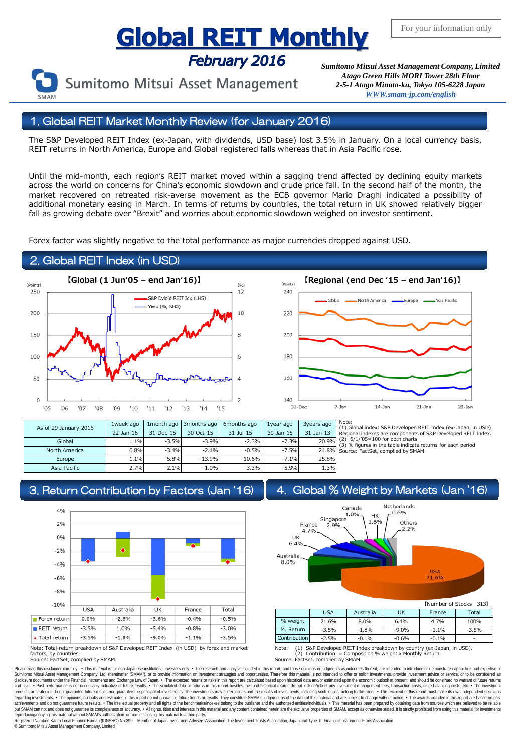For your information only

# Global REIT Monthly

## February 2016

Sumitomo Mitsui Asset Management

***Sumitomo Mitsui Asset Management Company, Limited***
***Atago Green Hills MORI Tower 28th Floor***
***2-5-1 Atago Minato-ku, Tokyo 105-6228 Japan***
***WWW.smam-jp.com/english***

## 1. Global REIT Market Monthly Review (for January 2016)

The S&P Developed REIT Index (ex-Japan, with dividends, USD base) lost 3.5% in January. On a local currency basis, REIT returns in North America, Europe and Global registered falls whereas that in Asia Pacific rose.

Until the mid-month, each region's REIT market moved within a sagging trend affected by declining equity markets across the world on concerns for China's economic slowdown and crude price fall. In the second half of the month, the market recovered on retreated risk-averse movement as the ECB governor Mario Draghi indicated a possibility of additional monetary easing in March. In terms of returns by countries, the total return in UK showed relatively bigger fall as growing debate over "Brexit" and worries about economic slowdown weighed on investor sentiment.

Forex factor was slightly negative to the total performance as major currencies dropped against USD.

## 2. Global REIT Index (in USD)

**【Global (1 Jun'05 – end Jan'16)】**

(Points) 250 200 150 100 50 0
(%) 12 10 8 6 4 2
S&P Dvlp'd REIT Idx (LHS)
Yield (%, RHS)
'05 '06 '07 '08 '09 '10 '11 '12 '13 '14 '15

**【Regional (end Dec '15 – end Jan'16)】**

(Points) 240 220 200 180 160 140
Global North America Europe Asia Pacific
31-Dec 7-Jan 14-Jan 21-Jan 28-Jan

| As of 29 January 2016 | 1week ago | 1month ago | 3months ago | 6months ago | 1year ago | 3years ago |
|---|---|---|---|---|---|---|
| | 22-Jan-16 | 31-Dec-15 | 30-Oct-15 | 31-Jul-15 | 30-Jan-15 | 31-Jan-13 |
| Global | 1.1% | -3.5% | -3.9% | -2.3% | -7.3% | 20.9% |
| North America | 0.8% | -3.4% | -2.4% | -0.5% | -7.5% | 24.8% |
| Europe | 1.1% | -5.8% | -13.9% | -10.6% | -7.1% | 25.8% |
| Asia Pacific | 2.7% | -2.1% | -1.0% | -3.3% | -5.9% | 1.3% |

Note:
(1) Global index: S&P Developed REIT Index (ex-Japan, in USD)
Regional indexes are components of S&P Developed REIT Index.
(2) 6/1/'05=100 for both charts
(3) % figures in the table indicate returns for each period
Source: FactSet, complied by SMAM.

## 3. Return Contribution by Factors (Jan '16)

4% 2% 0% -2% -4% -6% -8% -10%

| | USA | Australia | UK | France | Total |
|---|---|---|---|---|---|
| Forex return | 0.0% | -2.8% | -3.6% | -0.4% | -0.5% |
| REIT return | -3.5% | 1.0% | -5.4% | -0.8% | -3.0% |
| Total return | -3.5% | -1.8% | -9.0% | -1.1% | -3.5% |

Note: Total-return breakdown of S&P Developed REIT Index (in USD) by forex and market factors, by countries.
Source: FactSet, complied by SMAM.

## 4. Global % Weight by Markets (Jan '16)

Canada 1.8%, Netherlands 0.6%, HK 1.8%, Singapore 2.9%, France 4.7%, Others 2.2%, UK 6.4%, Australia 8.0%, USA 71.6%

【Number of Stocks 313】

| | USA | Australia | UK | France | Total |
|---|---|---|---|---|---|
| % weight | 71.6% | 8.0% | 6.4% | 4.7% | 100% |
| M. Return | -3.5% | -1.8% | -9.0% | -1.1% | -3.5% |
| Contribution | -2.5% | -0.1% | -0.6% | -0.1% | - |

Note: (1) S&P Developed REIT Index breakdown by country (ex-Japan, in USD).
(2) Contribution = Composition % weight x Monthly Return
Source: FactSet, complied by SMAM.

Please read this disclaimer carefully. • This material is for non-Japanese institutional investors only. • The research and analysis included in this report, and those opinions or judgments as outcomes thereof, are intended to introduce or demonstrate capabilities and expertise of Sumitomo Mitsui Asset Management Company, Ltd. (hereinafter "SMAM"), or to provide information on investment strategies and opportunities. Therefore this material is not intended to offer or solicit investments, provide investment advice or service, or to be considered as disclosure documents under the Financial Instruments and Exchange Law of Japan. • The expected returns or risks in this report are calculated based upon historical data and/or estimated upon the economic outlook at present, and should be construed no warrant of future returns and risks. • Past performance is not necessarily indicative of future results. • The simulated data or returns in this report besides the fund historical returns do not include/reflect any investment management fees, transaction costs, or re-balancing costs, etc. • The investment products or strategies do not guarantee future results nor guarantee the principal of investments. The investments may suffer losses and the results of investments, including such losses, belong to the client. • The recipient of this report must make its own independent decisions regarding investments. • The opinions, outlooks and estimates in this report do not guarantee future trends or results. They constitute SMAM's judgment as of the date of this material and are subject to change without notice. • The awards included in this report are based on past achievements and do not guarantee future results. • The intellectual property and all rights of the benchmarks/indexes belong to the publisher and the authorized entities/individuals. • This material has been prepared by obtaining data from sources which are believed to be reliable but SMAM can not and does not guarantee its completeness or accuracy. • All rights, titles and interests in this material and any content contained herein are the exclusive properties of SMAM, except as otherwise stated. It is strictly prohibited from using this material for investments, reproducing/copying this material without SMAM's authorization, or from disclosing this material to a third party.
Registered Number: Kanto Local Finance Bureau (KINSHO) No.399 Member of Japan Investment Advisers Association, The Investment Trusts Association, Japan and Type Ⅱ Financial Instruments Firms Association
© Sumitomo Mitsui Asset Management Company, Limited